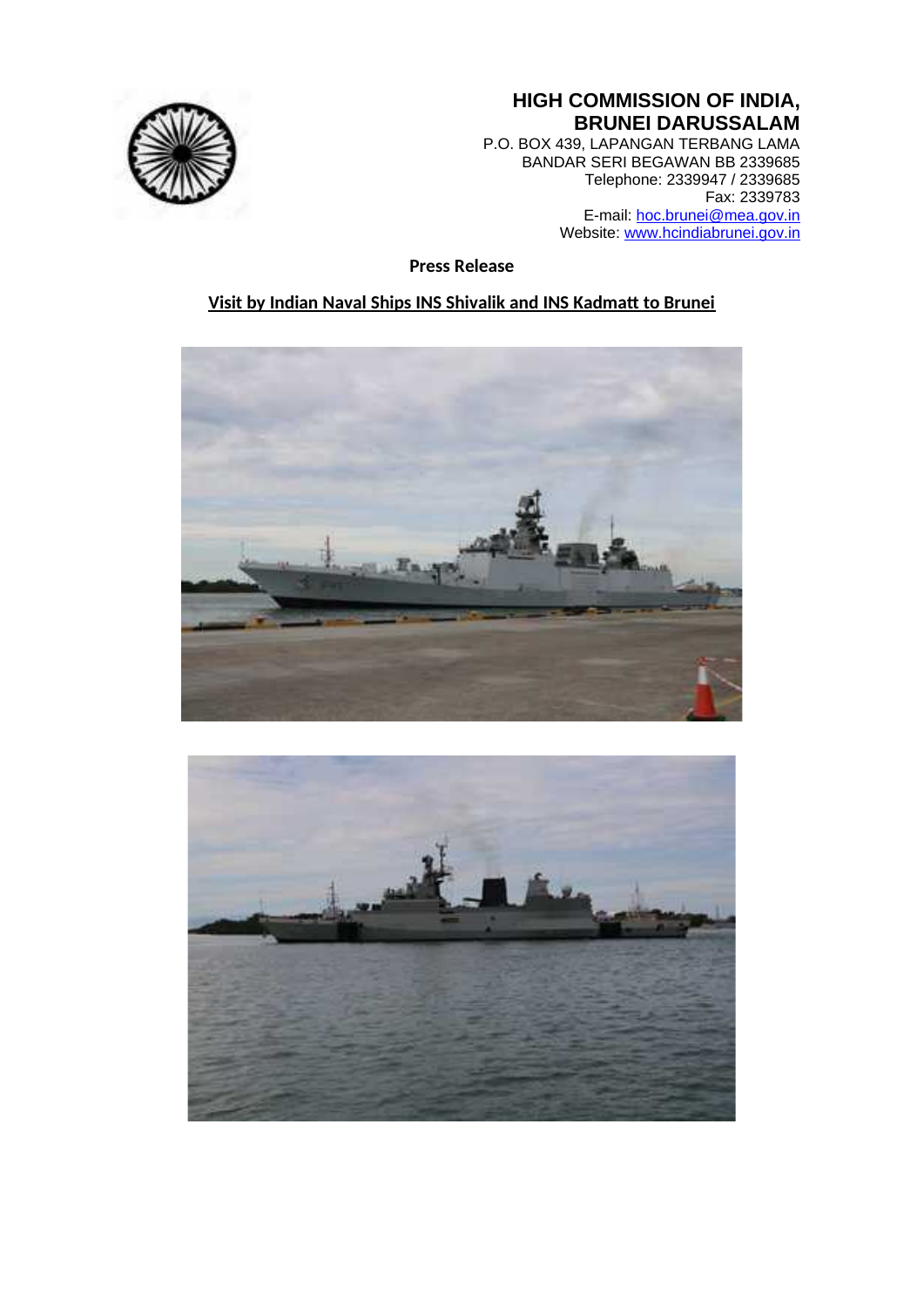**HIGH COMMISSION OF INDIA,**
**BRUNEI DARUSSALAM**

P.O. BOX 439, LAPANGAN TERBANG LAMA
BANDAR SERI BEGAWAN BB 2339685
Telephone: 2339947 / 2339685
Fax: 2339783
E-mail: hoc.brunei@mea.gov.in
Website: www.hcindiabrunei.gov.in

**Press Release**

**Visit by Indian Naval Ships INS Shivalik and INS Kadmatt to Brunei**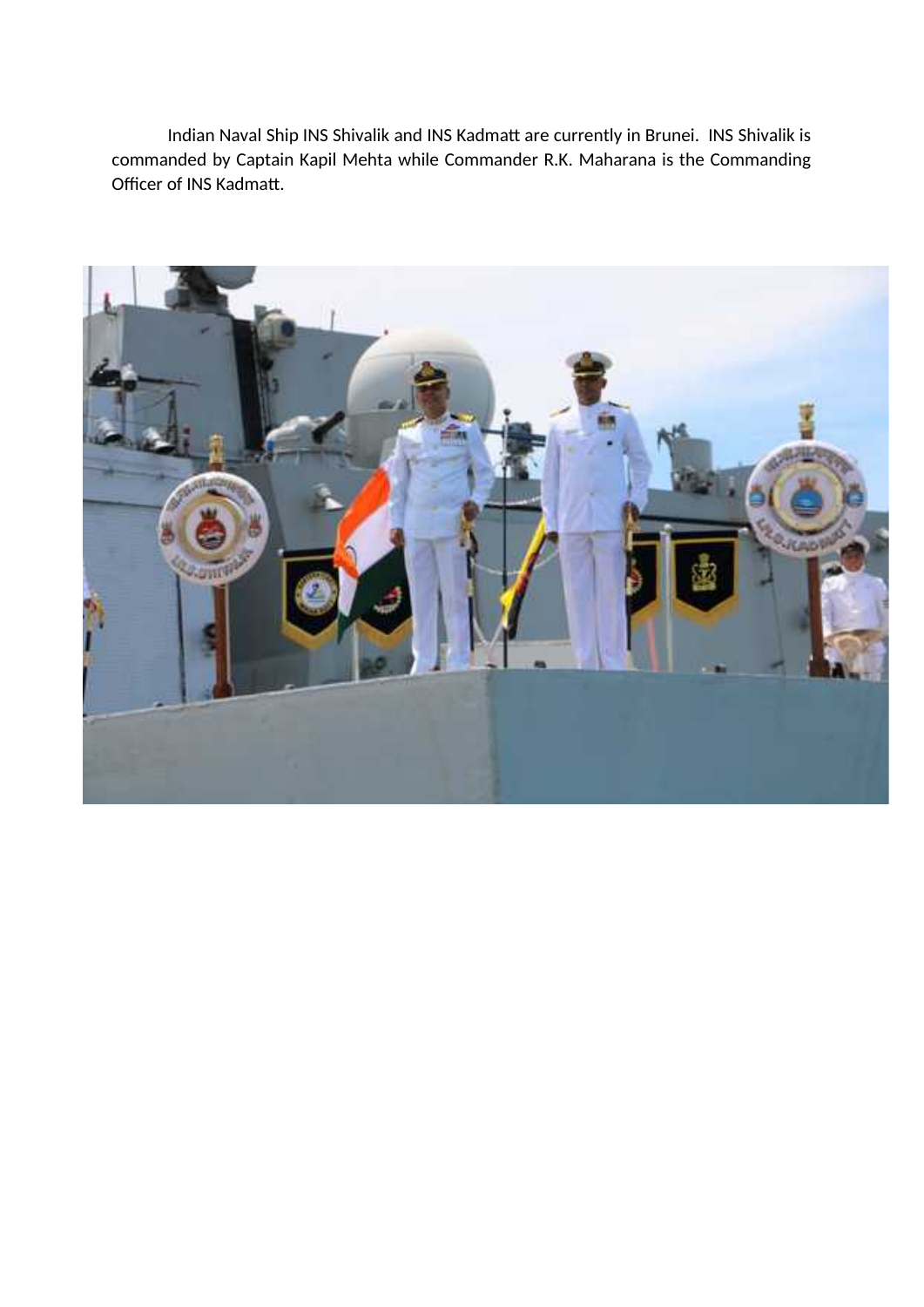Indian Naval Ship INS Shivalik and INS Kadmatt are currently in Brunei. INS Shivalik is commanded by Captain Kapil Mehta while Commander R.K. Maharana is the Commanding Officer of INS Kadmatt.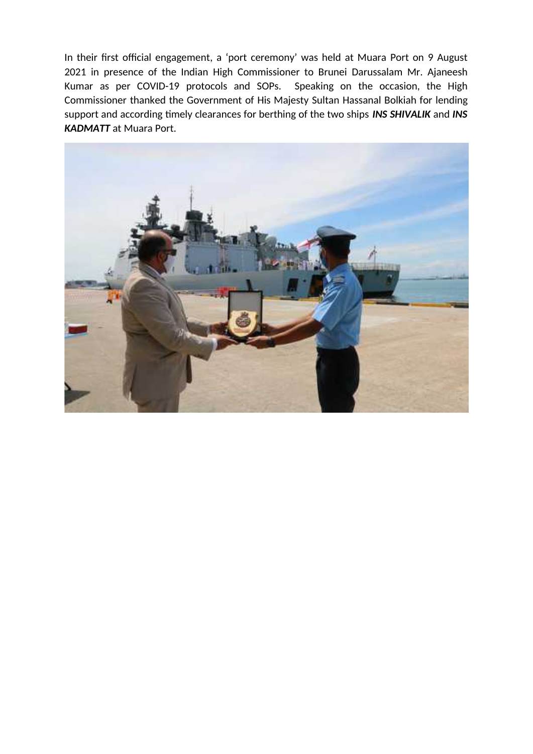In their first official engagement, a ‘port ceremony’ was held at Muara Port on 9 August 2021 in presence of the Indian High Commissioner to Brunei Darussalam Mr. Ajaneesh Kumar as per COVID-19 protocols and SOPs. Speaking on the occasion, the High Commissioner thanked the Government of His Majesty Sultan Hassanal Bolkiah for lending support and according timely clearances for berthing of the two ships ***INS SHIVALIK*** and ***INS KADMATT*** at Muara Port.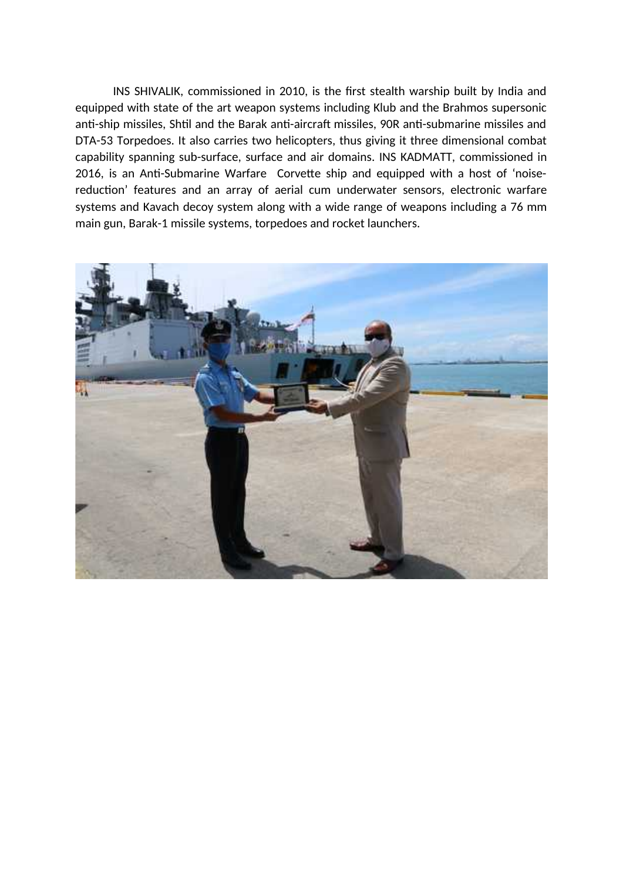INS SHIVALIK, commissioned in 2010, is the first stealth warship built by India and equipped with state of the art weapon systems including Klub and the Brahmos supersonic anti-ship missiles, Shtil and the Barak anti-aircraft missiles, 90R anti-submarine missiles and DTA-53 Torpedoes. It also carries two helicopters, thus giving it three dimensional combat capability spanning sub-surface, surface and air domains. INS KADMATT, commissioned in 2016, is an Anti-Submarine Warfare Corvette ship and equipped with a host of 'noise-reduction' features and an array of aerial cum underwater sensors, electronic warfare systems and Kavach decoy system along with a wide range of weapons including a 76 mm main gun, Barak-1 missile systems, torpedoes and rocket launchers.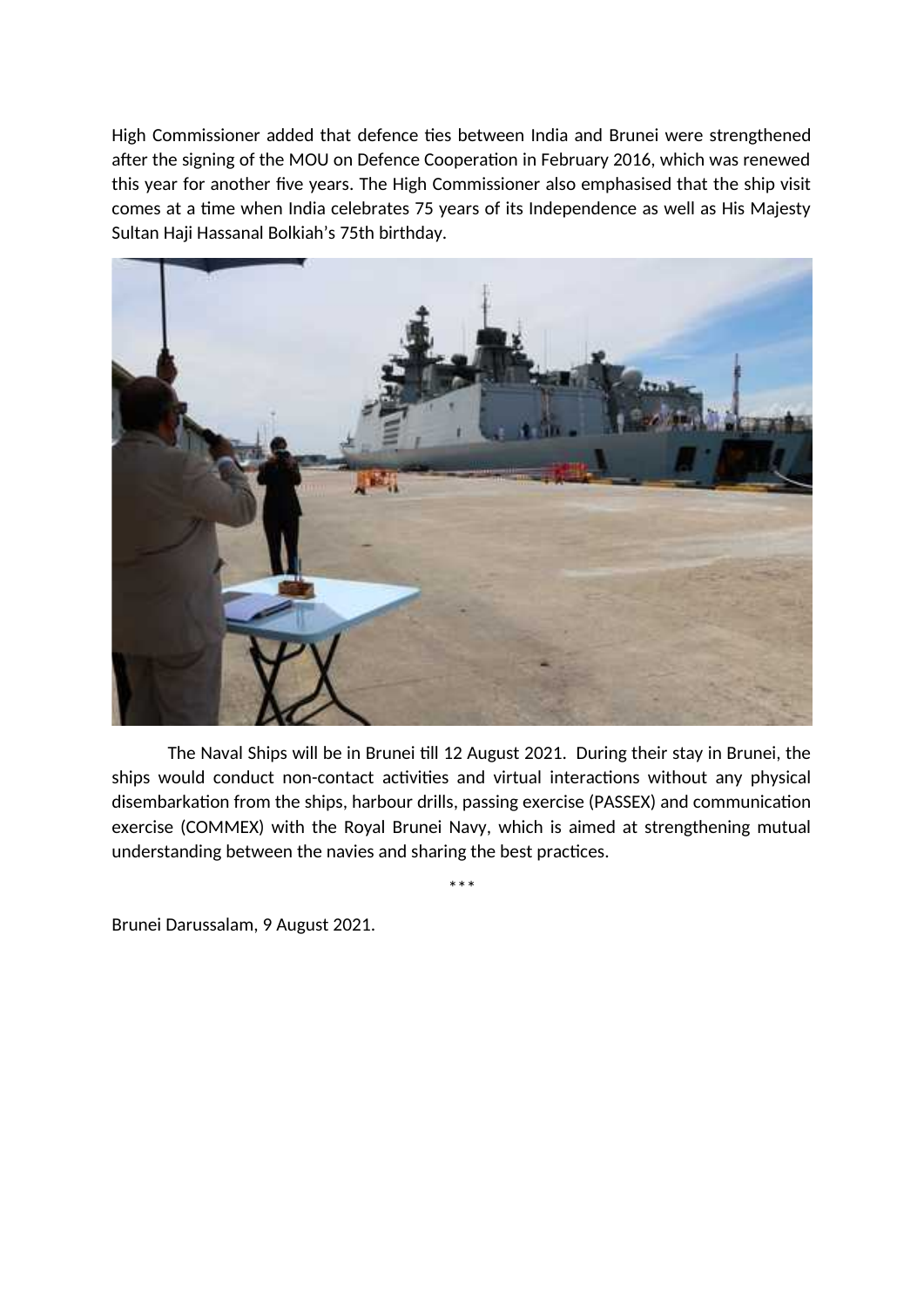High Commissioner added that defence ties between India and Brunei were strengthened after the signing of the MOU on Defence Cooperation in February 2016, which was renewed this year for another five years. The High Commissioner also emphasised that the ship visit comes at a time when India celebrates 75 years of its Independence as well as His Majesty Sultan Haji Hassanal Bolkiah's 75th birthday.

The Naval Ships will be in Brunei till 12 August 2021. During their stay in Brunei, the ships would conduct non-contact activities and virtual interactions without any physical disembarkation from the ships, harbour drills, passing exercise (PASSEX) and communication exercise (COMMEX) with the Royal Brunei Navy, which is aimed at strengthening mutual understanding between the navies and sharing the best practices.

\* \* \*

Brunei Darussalam, 9 August 2021.